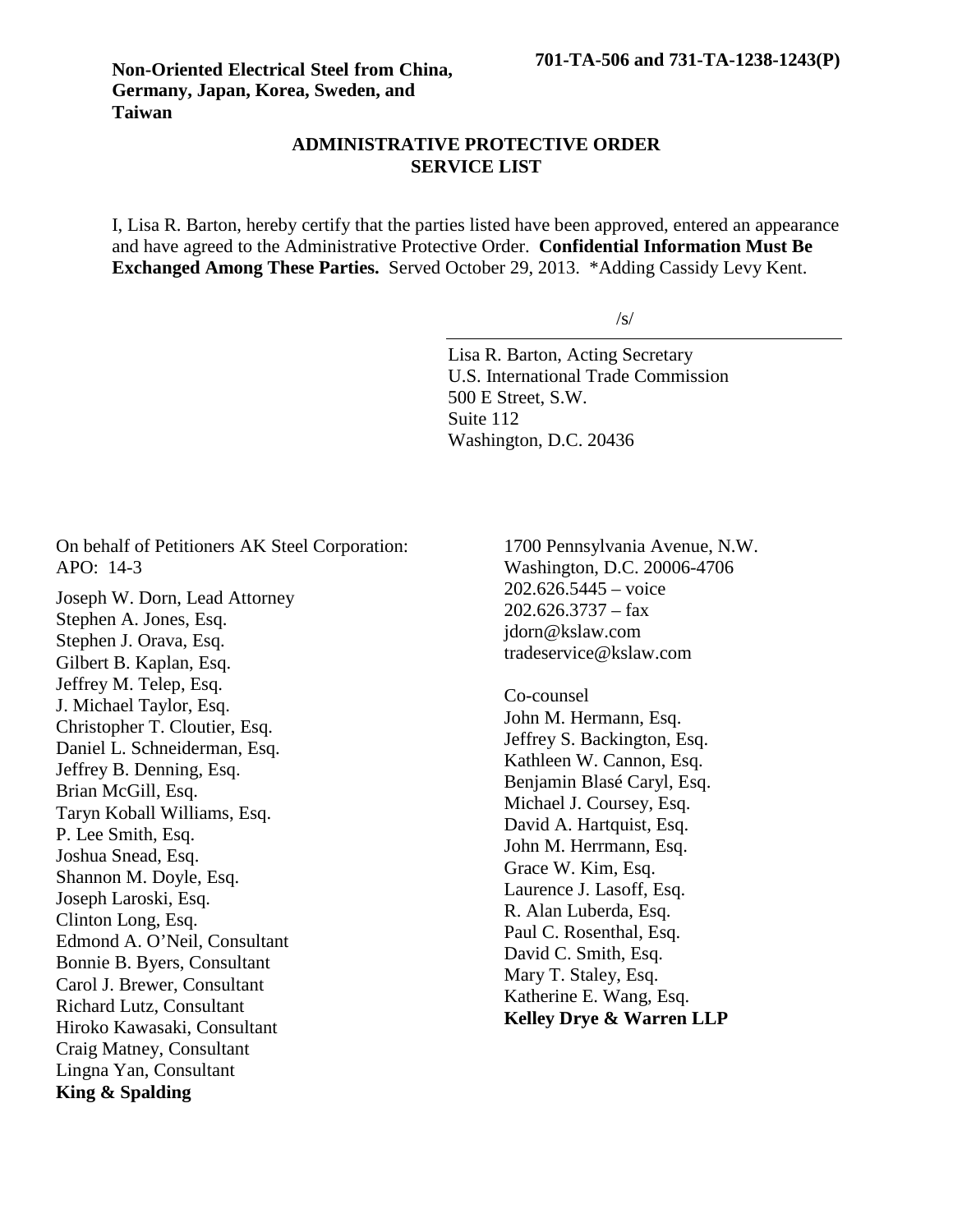**Non-Oriented Electrical Steel from China, Germany, Japan, Korea, Sweden, and Taiwan**

**701-TA-506 and 731-TA-1238-1243(P)**

## ADMINISTRATIVE PROTECTIVE ORDER SERVICE LIST

I, Lisa R. Barton, hereby certify that the parties listed have been approved, entered an appearance and have agreed to the Administrative Protective Order. **Confidential Information Must Be Exchanged Among These Parties.** Served October 29, 2013. *Adding Cassidy Levy Kent.

/s/

Lisa R. Barton, Acting Secretary
U.S. International Trade Commission
500 E Street, S.W.
Suite 112
Washington, D.C. 20436

On behalf of Petitioners AK Steel Corporation:
APO: 14-3

Joseph W. Dorn, Lead Attorney
Stephen A. Jones, Esq.
Stephen J. Orava, Esq.
Gilbert B. Kaplan, Esq.
Jeffrey M. Telep, Esq.
J. Michael Taylor, Esq.
Christopher T. Cloutier, Esq.
Daniel L. Schneiderman, Esq.
Jeffrey B. Denning, Esq.
Brian McGill, Esq.
Taryn Koball Williams, Esq.
P. Lee Smith, Esq.
Joshua Snead, Esq.
Shannon M. Doyle, Esq.
Joseph Laroski, Esq.
Clinton Long, Esq.
Edmond A. O'Neil, Consultant
Bonnie B. Byers, Consultant
Carol J. Brewer, Consultant
Richard Lutz, Consultant
Hiroko Kawasaki, Consultant
Craig Matney, Consultant
Lingna Yan, Consultant
**King & Spalding**
1700 Pennsylvania Avenue, N.W.
Washington, D.C. 20006-4706
202.626.5445 – voice
202.626.3737 – fax
jdorn@kslaw.com
tradeservice@kslaw.com

Co-counsel
John M. Hermann, Esq.
Jeffrey S. Backington, Esq.
Kathleen W. Cannon, Esq.
Benjamin Blasé Caryl, Esq.
Michael J. Coursey, Esq.
David A. Hartquist, Esq.
John M. Herrmann, Esq.
Grace W. Kim, Esq.
Laurence J. Lasoff, Esq.
R. Alan Luberda, Esq.
Paul C. Rosenthal, Esq.
David C. Smith, Esq.
Mary T. Staley, Esq.
Katherine E. Wang, Esq.
**Kelley Drye & Warren LLP**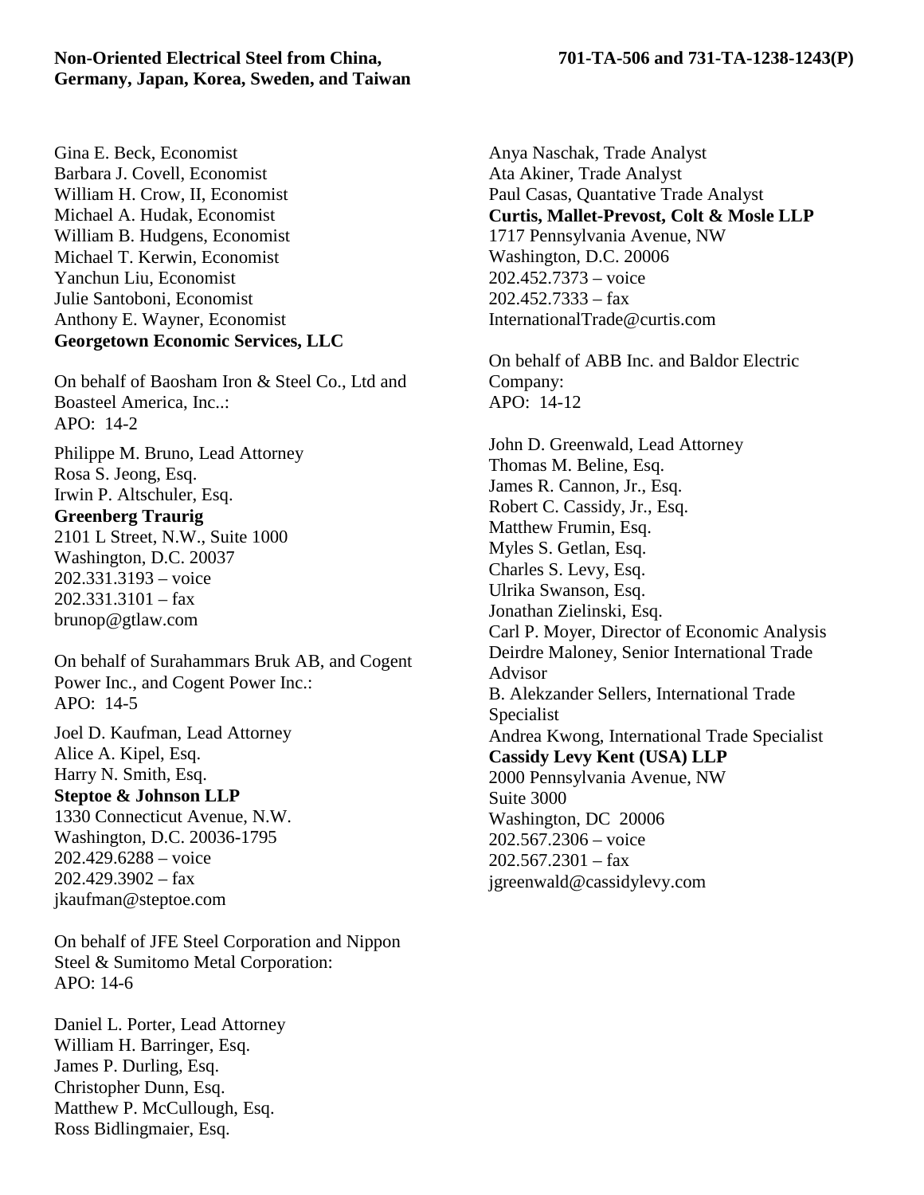Gina E. Beck, Economist
Barbara J. Covell, Economist
William H. Crow, II, Economist
Michael A. Hudak, Economist
William B. Hudgens, Economist
Michael T. Kerwin, Economist
Yanchun Liu, Economist
Julie Santoboni, Economist
Anthony E. Wayner, Economist
**Georgetown Economic Services, LLC**

On behalf of Baosham Iron & Steel Co., Ltd and Boasteel America, Inc..:
APO: 14-2

Philippe M. Bruno, Lead Attorney
Rosa S. Jeong, Esq.
Irwin P. Altschuler, Esq.
**Greenberg Traurig**
2101 L Street, N.W., Suite 1000
Washington, D.C. 20037
202.331.3193 – voice
202.331.3101 – fax
brunop@gtlaw.com

On behalf of Surahammars Bruk AB, and Cogent Power Inc., and Cogent Power Inc.:
APO: 14-5

Joel D. Kaufman, Lead Attorney
Alice A. Kipel, Esq.
Harry N. Smith, Esq.
**Steptoe & Johnson LLP**
1330 Connecticut Avenue, N.W.
Washington, D.C. 20036-1795
202.429.6288 – voice
202.429.3902 – fax
jkaufman@steptoe.com

On behalf of JFE Steel Corporation and Nippon Steel & Sumitomo Metal Corporation:
APO: 14-6

Daniel L. Porter, Lead Attorney
William H. Barringer, Esq.
James P. Durling, Esq.
Christopher Dunn, Esq.
Matthew P. McCullough, Esq.
Ross Bidlingmaier, Esq.
Anya Naschak, Trade Analyst
Ata Akiner, Trade Analyst
Paul Casas, Quantative Trade Analyst
**Curtis, Mallet-Prevost, Colt & Mosle LLP**
1717 Pennsylvania Avenue, NW
Washington, D.C. 20006
202.452.7373 – voice
202.452.7333 – fax
InternationalTrade@curtis.com

On behalf of ABB Inc. and Baldor Electric Company:
APO: 14-12

John D. Greenwald, Lead Attorney
Thomas M. Beline, Esq.
James R. Cannon, Jr., Esq.
Robert C. Cassidy, Jr., Esq.
Matthew Frumin, Esq.
Myles S. Getlan, Esq.
Charles S. Levy, Esq.
Ulrika Swanson, Esq.
Jonathan Zielinski, Esq.
Carl P. Moyer, Director of Economic Analysis
Deirdre Maloney, Senior International Trade Advisor
B. Alekzander Sellers, International Trade Specialist
Andrea Kwong, International Trade Specialist
**Cassidy Levy Kent (USA) LLP**
2000 Pennsylvania Avenue, NW
Suite 3000
Washington, DC 20006
202.567.2306 – voice
202.567.2301 – fax
jgreenwald@cassidylevy.com